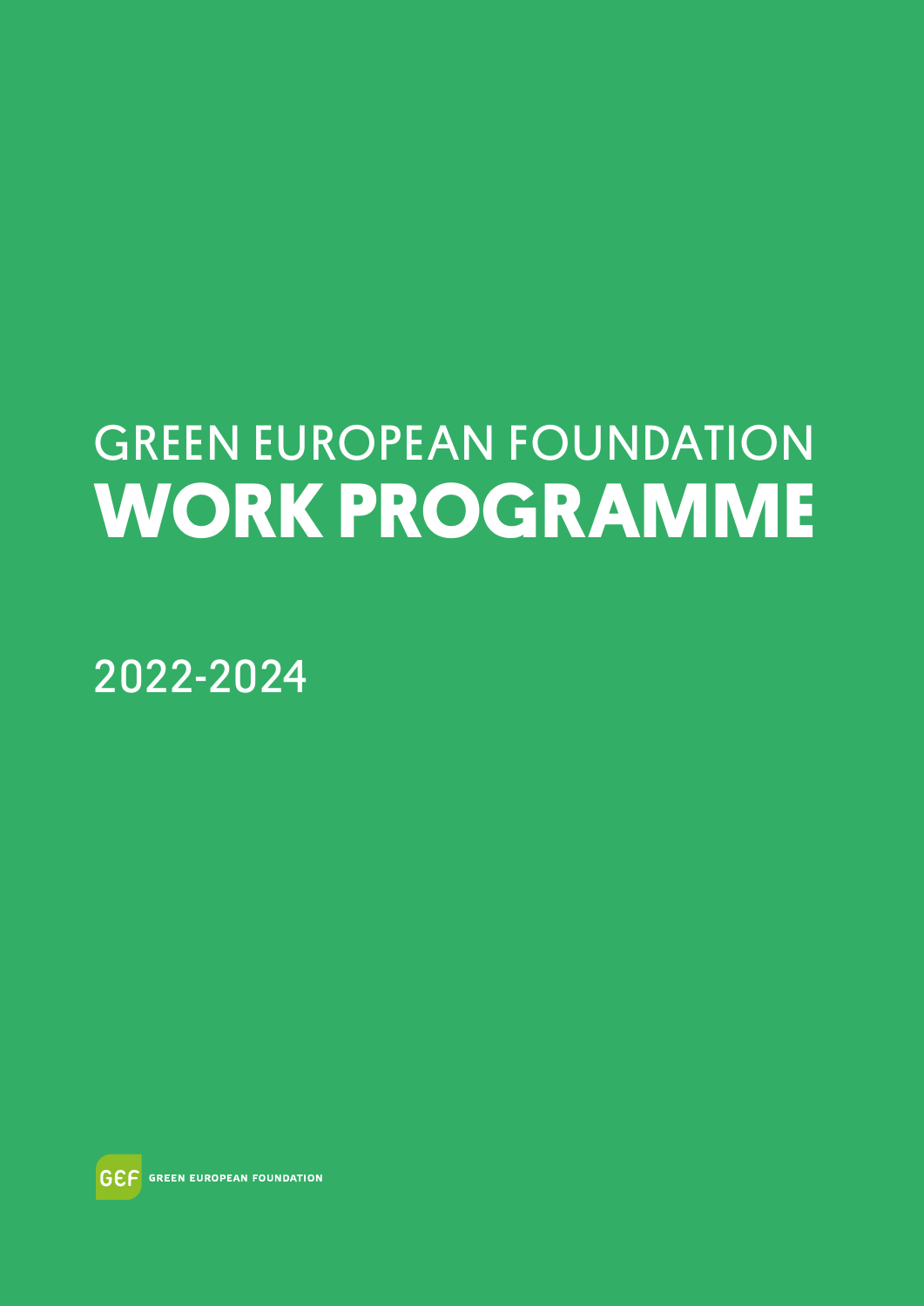# GREEN EUROPEAN FOUNDATION WORK PROGRAMME

2022-2024

GEF GREEN EUROPEAN FOUNDATION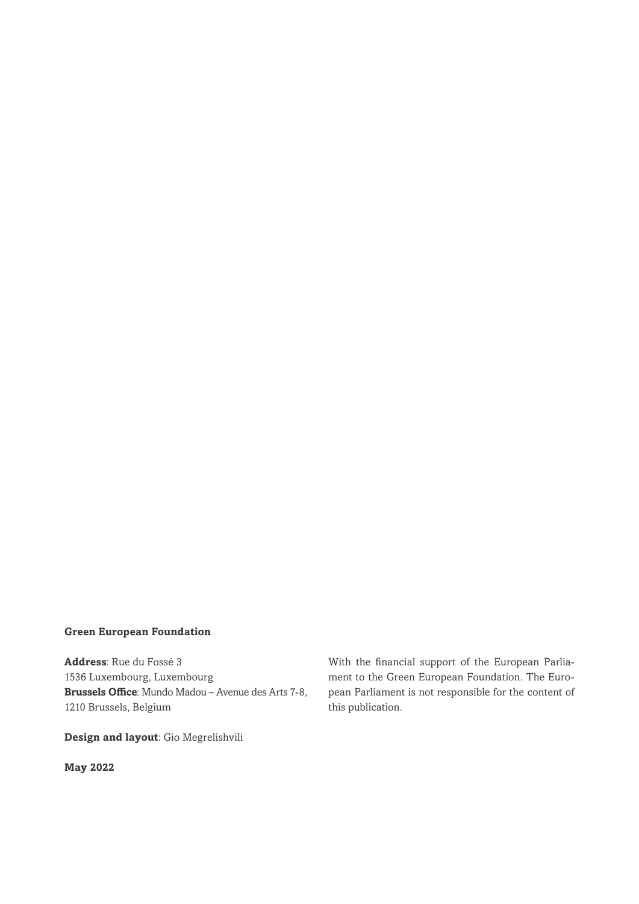**Green European Foundation**

**Address**: Rue du Fossé 3
1536 Luxembourg, Luxembourg
**Brussels Office**: Mundo Madou – Avenue des Arts 7-8,
1210 Brussels, Belgium

**Design and layout**: Gio Megrelishvili

**May 2022**

With the financial support of the European Parliament to the Green European Foundation. The European Parliament is not responsible for the content of this publication.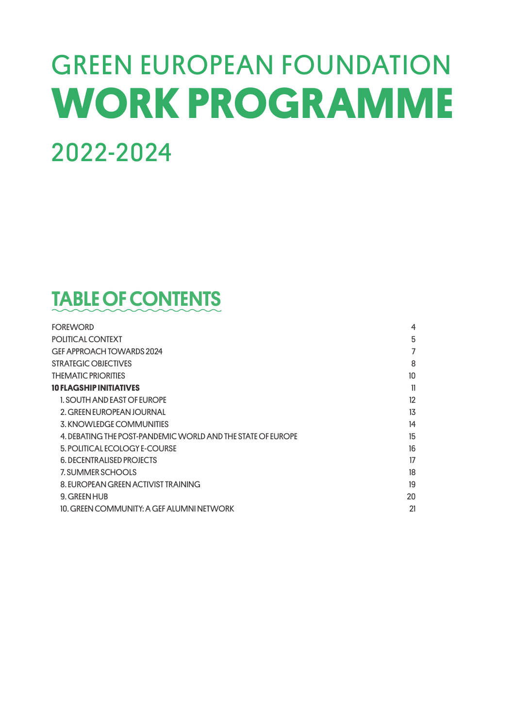# GREEN EUROPEAN FOUNDATION WORK PROGRAMME 2022-2024

## TABLE OF CONTENTS

| | |
|---|---|
| FOREWORD | 4 |
| POLITICAL CONTEXT | 5 |
| GEF APPROACH TOWARDS 2024 | 7 |
| STRATEGIC OBJECTIVES | 8 |
| THEMATIC PRIORITIES | 10 |
| **10 FLAGSHIP INITIATIVES** | 11 |
| 1. SOUTH AND EAST OF EUROPE | 12 |
| 2. GREEN EUROPEAN JOURNAL | 13 |
| 3. KNOWLEDGE COMMUNITIES | 14 |
| 4. DEBATING THE POST-PANDEMIC WORLD AND THE STATE OF EUROPE | 15 |
| 5. POLITICAL ECOLOGY E-COURSE | 16 |
| 6. DECENTRALISED PROJECTS | 17 |
| 7. SUMMER SCHOOLS | 18 |
| 8. EUROPEAN GREEN ACTIVIST TRAINING | 19 |
| 9. GREEN HUB | 20 |
| 10. GREEN COMMUNITY: A GEF ALUMNI NETWORK | 21 |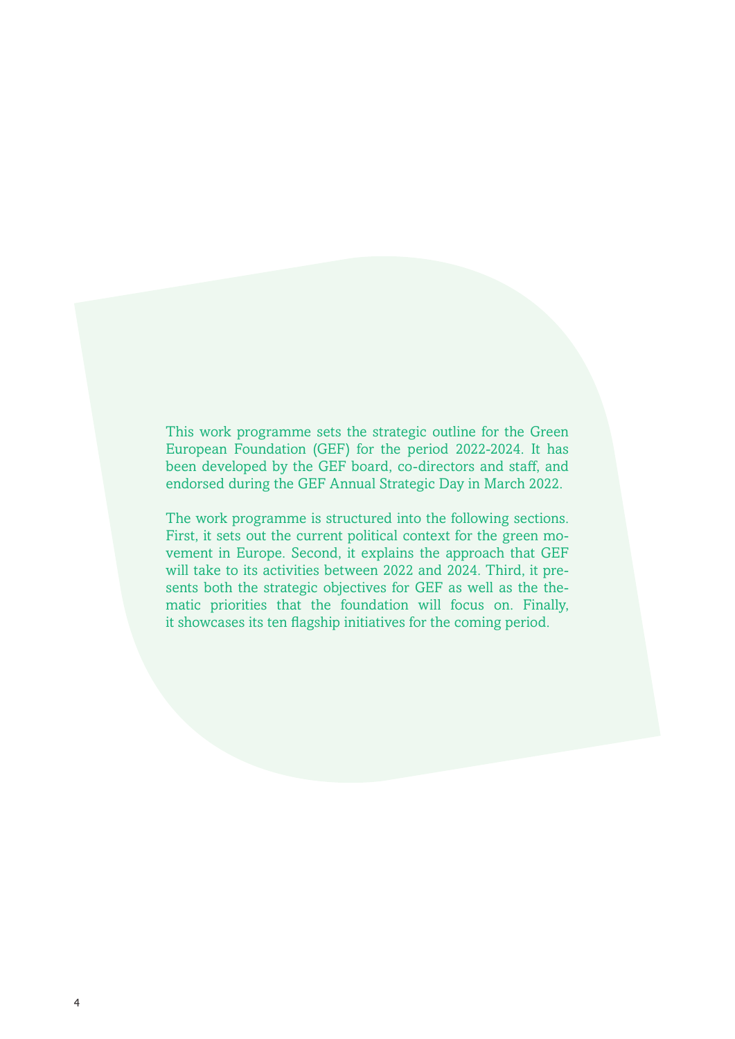This work programme sets the strategic outline for the Green European Foundation (GEF) for the period 2022-2024. It has been developed by the GEF board, co-directors and staff, and endorsed during the GEF Annual Strategic Day in March 2022.

The work programme is structured into the following sections. First, it sets out the current political context for the green movement in Europe. Second, it explains the approach that GEF will take to its activities between 2022 and 2024. Third, it presents both the strategic objectives for GEF as well as the thematic priorities that the foundation will focus on. Finally, it showcases its ten flagship initiatives for the coming period.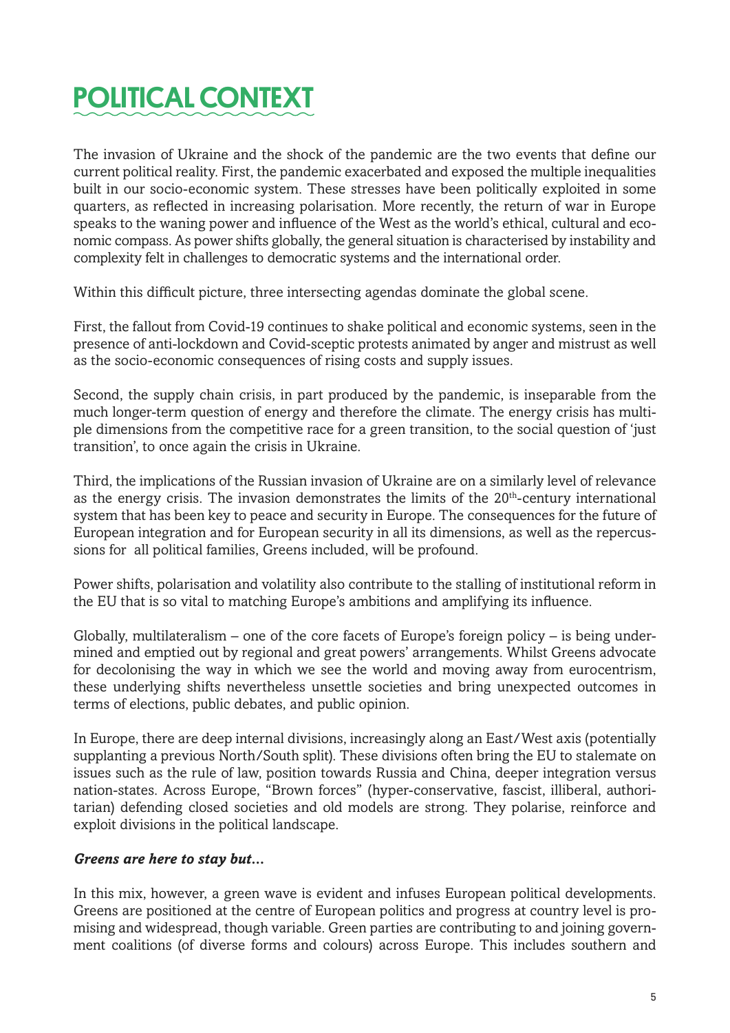# POLITICAL CONTEXT

The invasion of Ukraine and the shock of the pandemic are the two events that define our current political reality. First, the pandemic exacerbated and exposed the multiple inequalities built in our socio-economic system. These stresses have been politically exploited in some quarters, as reflected in increasing polarisation. More recently, the return of war in Europe speaks to the waning power and influence of the West as the world's ethical, cultural and economic compass. As power shifts globally, the general situation is characterised by instability and complexity felt in challenges to democratic systems and the international order.

Within this difficult picture, three intersecting agendas dominate the global scene.

First, the fallout from Covid-19 continues to shake political and economic systems, seen in the presence of anti-lockdown and Covid-sceptic protests animated by anger and mistrust as well as the socio-economic consequences of rising costs and supply issues.

Second, the supply chain crisis, in part produced by the pandemic, is inseparable from the much longer-term question of energy and therefore the climate. The energy crisis has multiple dimensions from the competitive race for a green transition, to the social question of 'just transition', to once again the crisis in Ukraine.

Third, the implications of the Russian invasion of Ukraine are on a similarly level of relevance as the energy crisis. The invasion demonstrates the limits of the 20th-century international system that has been key to peace and security in Europe. The consequences for the future of European integration and for European security in all its dimensions, as well as the repercussions for all political families, Greens included, will be profound.

Power shifts, polarisation and volatility also contribute to the stalling of institutional reform in the EU that is so vital to matching Europe's ambitions and amplifying its influence.

Globally, multilateralism – one of the core facets of Europe's foreign policy – is being undermined and emptied out by regional and great powers' arrangements. Whilst Greens advocate for decolonising the way in which we see the world and moving away from eurocentrism, these underlying shifts nevertheless unsettle societies and bring unexpected outcomes in terms of elections, public debates, and public opinion.

In Europe, there are deep internal divisions, increasingly along an East/West axis (potentially supplanting a previous North/South split). These divisions often bring the EU to stalemate on issues such as the rule of law, position towards Russia and China, deeper integration versus nation-states. Across Europe, "Brown forces" (hyper-conservative, fascist, illiberal, authoritarian) defending closed societies and old models are strong. They polarise, reinforce and exploit divisions in the political landscape.

***Greens are here to stay but...***

In this mix, however, a green wave is evident and infuses European political developments. Greens are positioned at the centre of European politics and progress at country level is promising and widespread, though variable. Green parties are contributing to and joining government coalitions (of diverse forms and colours) across Europe. This includes southern and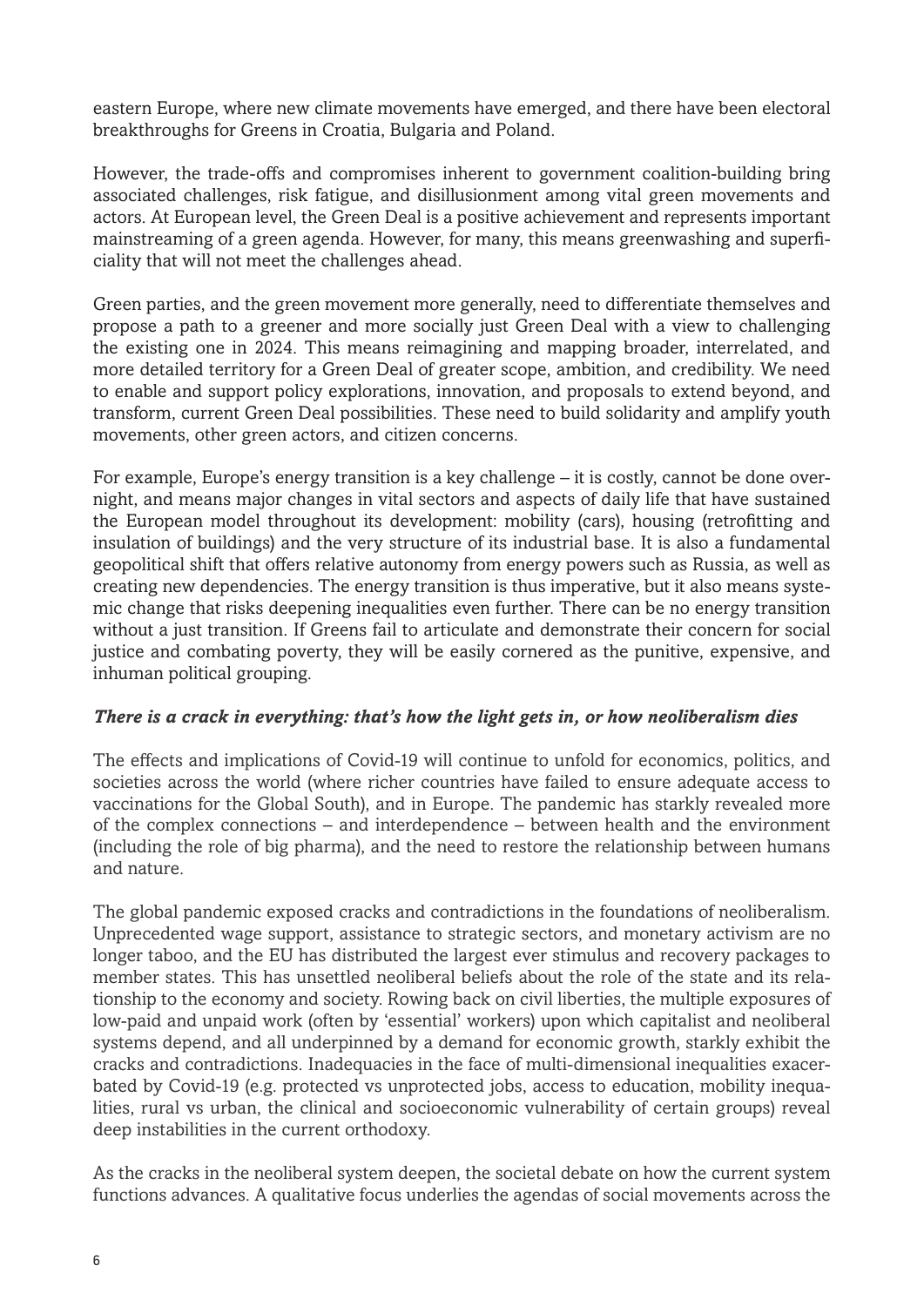eastern Europe, where new climate movements have emerged, and there have been electoral breakthroughs for Greens in Croatia, Bulgaria and Poland.

However, the trade-offs and compromises inherent to government coalition-building bring associated challenges, risk fatigue, and disillusionment among vital green movements and actors. At European level, the Green Deal is a positive achievement and represents important mainstreaming of a green agenda. However, for many, this means greenwashing and superficiality that will not meet the challenges ahead.

Green parties, and the green movement more generally, need to differentiate themselves and propose a path to a greener and more socially just Green Deal with a view to challenging the existing one in 2024. This means reimagining and mapping broader, interrelated, and more detailed territory for a Green Deal of greater scope, ambition, and credibility. We need to enable and support policy explorations, innovation, and proposals to extend beyond, and transform, current Green Deal possibilities. These need to build solidarity and amplify youth movements, other green actors, and citizen concerns.

For example, Europe's energy transition is a key challenge – it is costly, cannot be done overnight, and means major changes in vital sectors and aspects of daily life that have sustained the European model throughout its development: mobility (cars), housing (retrofitting and insulation of buildings) and the very structure of its industrial base. It is also a fundamental geopolitical shift that offers relative autonomy from energy powers such as Russia, as well as creating new dependencies. The energy transition is thus imperative, but it also means systemic change that risks deepening inequalities even further. There can be no energy transition without a just transition. If Greens fail to articulate and demonstrate their concern for social justice and combating poverty, they will be easily cornered as the punitive, expensive, and inhuman political grouping.

### *There is a crack in everything: that's how the light gets in, or how neoliberalism dies*

The effects and implications of Covid-19 will continue to unfold for economics, politics, and societies across the world (where richer countries have failed to ensure adequate access to vaccinations for the Global South), and in Europe. The pandemic has starkly revealed more of the complex connections – and interdependence – between health and the environment (including the role of big pharma), and the need to restore the relationship between humans and nature.

The global pandemic exposed cracks and contradictions in the foundations of neoliberalism. Unprecedented wage support, assistance to strategic sectors, and monetary activism are no longer taboo, and the EU has distributed the largest ever stimulus and recovery packages to member states. This has unsettled neoliberal beliefs about the role of the state and its relationship to the economy and society. Rowing back on civil liberties, the multiple exposures of low-paid and unpaid work (often by 'essential' workers) upon which capitalist and neoliberal systems depend, and all underpinned by a demand for economic growth, starkly exhibit the cracks and contradictions. Inadequacies in the face of multi-dimensional inequalities exacerbated by Covid-19 (e.g. protected vs unprotected jobs, access to education, mobility inequalities, rural vs urban, the clinical and socioeconomic vulnerability of certain groups) reveal deep instabilities in the current orthodoxy.

As the cracks in the neoliberal system deepen, the societal debate on how the current system functions advances. A qualitative focus underlies the agendas of social movements across the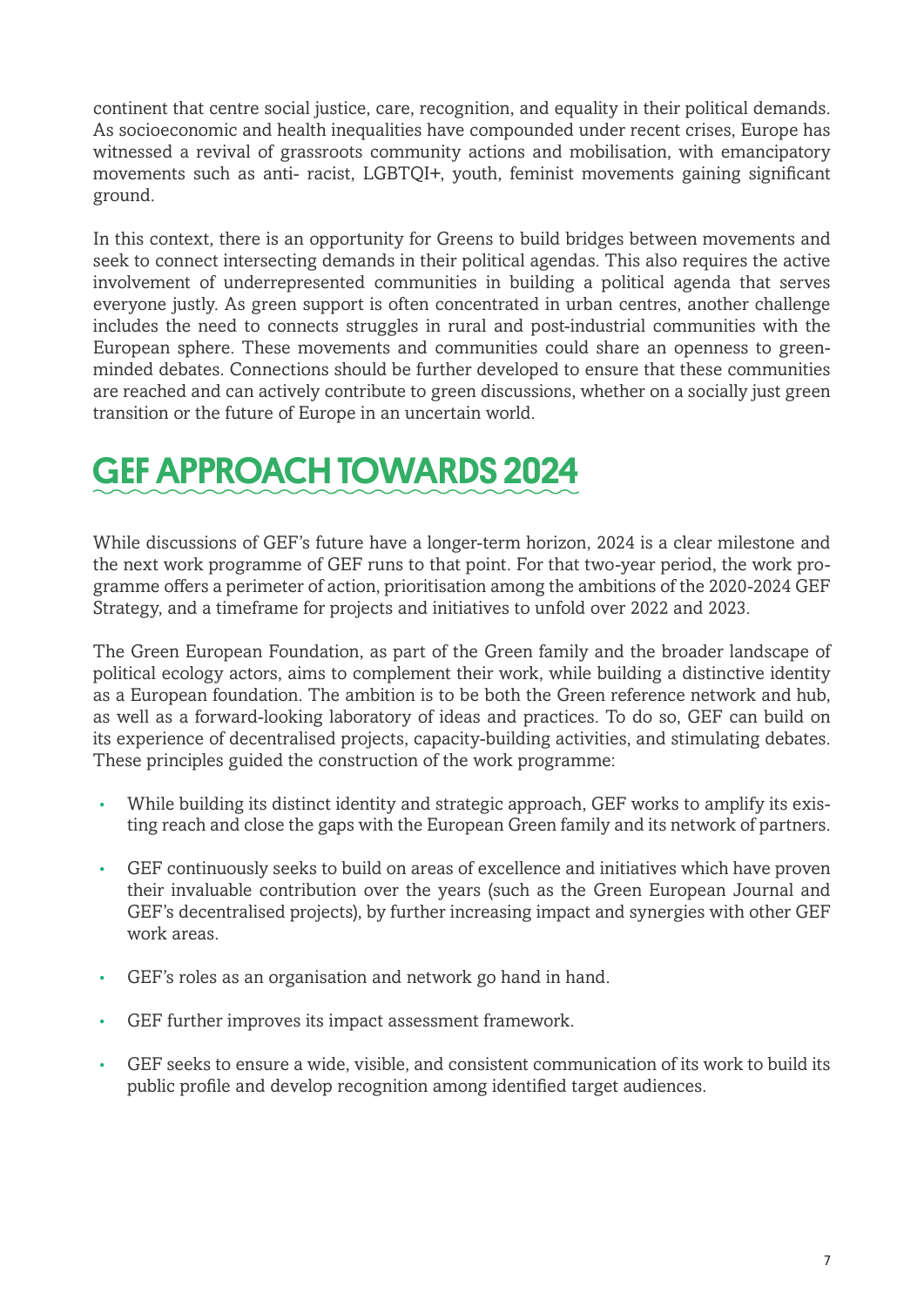continent that centre social justice, care, recognition, and equality in their political demands. As socioeconomic and health inequalities have compounded under recent crises, Europe has witnessed a revival of grassroots community actions and mobilisation, with emancipatory movements such as anti- racist, LGBTQI+, youth, feminist movements gaining significant ground.

In this context, there is an opportunity for Greens to build bridges between movements and seek to connect intersecting demands in their political agendas. This also requires the active involvement of underrepresented communities in building a political agenda that serves everyone justly. As green support is often concentrated in urban centres, another challenge includes the need to connects struggles in rural and post-industrial communities with the European sphere. These movements and communities could share an openness to green-minded debates. Connections should be further developed to ensure that these communities are reached and can actively contribute to green discussions, whether on a socially just green transition or the future of Europe in an uncertain world.

# GEF APPROACH TOWARDS 2024

While discussions of GEF's future have a longer-term horizon, 2024 is a clear milestone and the next work programme of GEF runs to that point. For that two-year period, the work programme offers a perimeter of action, prioritisation among the ambitions of the 2020-2024 GEF Strategy, and a timeframe for projects and initiatives to unfold over 2022 and 2023.

The Green European Foundation, as part of the Green family and the broader landscape of political ecology actors, aims to complement their work, while building a distinctive identity as a European foundation. The ambition is to be both the Green reference network and hub, as well as a forward-looking laboratory of ideas and practices. To do so, GEF can build on its experience of decentralised projects, capacity-building activities, and stimulating debates. These principles guided the construction of the work programme:

- While building its distinct identity and strategic approach, GEF works to amplify its existing reach and close the gaps with the European Green family and its network of partners.
- GEF continuously seeks to build on areas of excellence and initiatives which have proven their invaluable contribution over the years (such as the Green European Journal and GEF's decentralised projects), by further increasing impact and synergies with other GEF work areas.
- GEF's roles as an organisation and network go hand in hand.
- GEF further improves its impact assessment framework.
- GEF seeks to ensure a wide, visible, and consistent communication of its work to build its public profile and develop recognition among identified target audiences.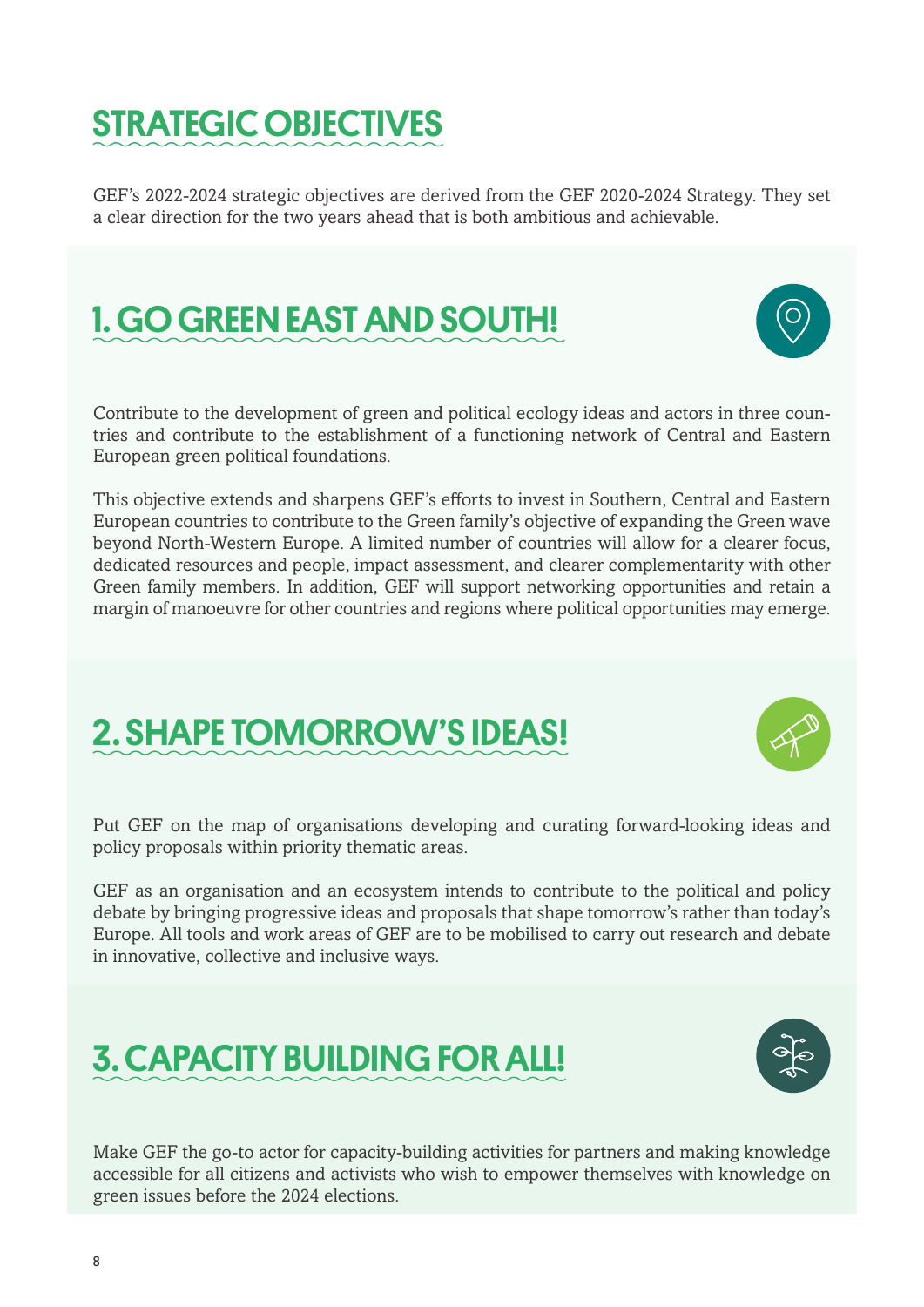# STRATEGIC OBJECTIVES

GEF's 2022-2024 strategic objectives are derived from the GEF 2020-2024 Strategy. They set a clear direction for the two years ahead that is both ambitious and achievable.

## 1. GO GREEN EAST AND SOUTH!

Contribute to the development of green and political ecology ideas and actors in three countries and contribute to the establishment of a functioning network of Central and Eastern European green political foundations.

This objective extends and sharpens GEF's efforts to invest in Southern, Central and Eastern European countries to contribute to the Green family's objective of expanding the Green wave beyond North-Western Europe. A limited number of countries will allow for a clearer focus, dedicated resources and people, impact assessment, and clearer complementarity with other Green family members. In addition, GEF will support networking opportunities and retain a margin of manoeuvre for other countries and regions where political opportunities may emerge.

## 2. SHAPE TOMORROW'S IDEAS!

Put GEF on the map of organisations developing and curating forward-looking ideas and policy proposals within priority thematic areas.

GEF as an organisation and an ecosystem intends to contribute to the political and policy debate by bringing progressive ideas and proposals that shape tomorrow's rather than today's Europe. All tools and work areas of GEF are to be mobilised to carry out research and debate in innovative, collective and inclusive ways.

## 3. CAPACITY BUILDING FOR ALL!

Make GEF the go-to actor for capacity-building activities for partners and making knowledge accessible for all citizens and activists who wish to empower themselves with knowledge on green issues before the 2024 elections.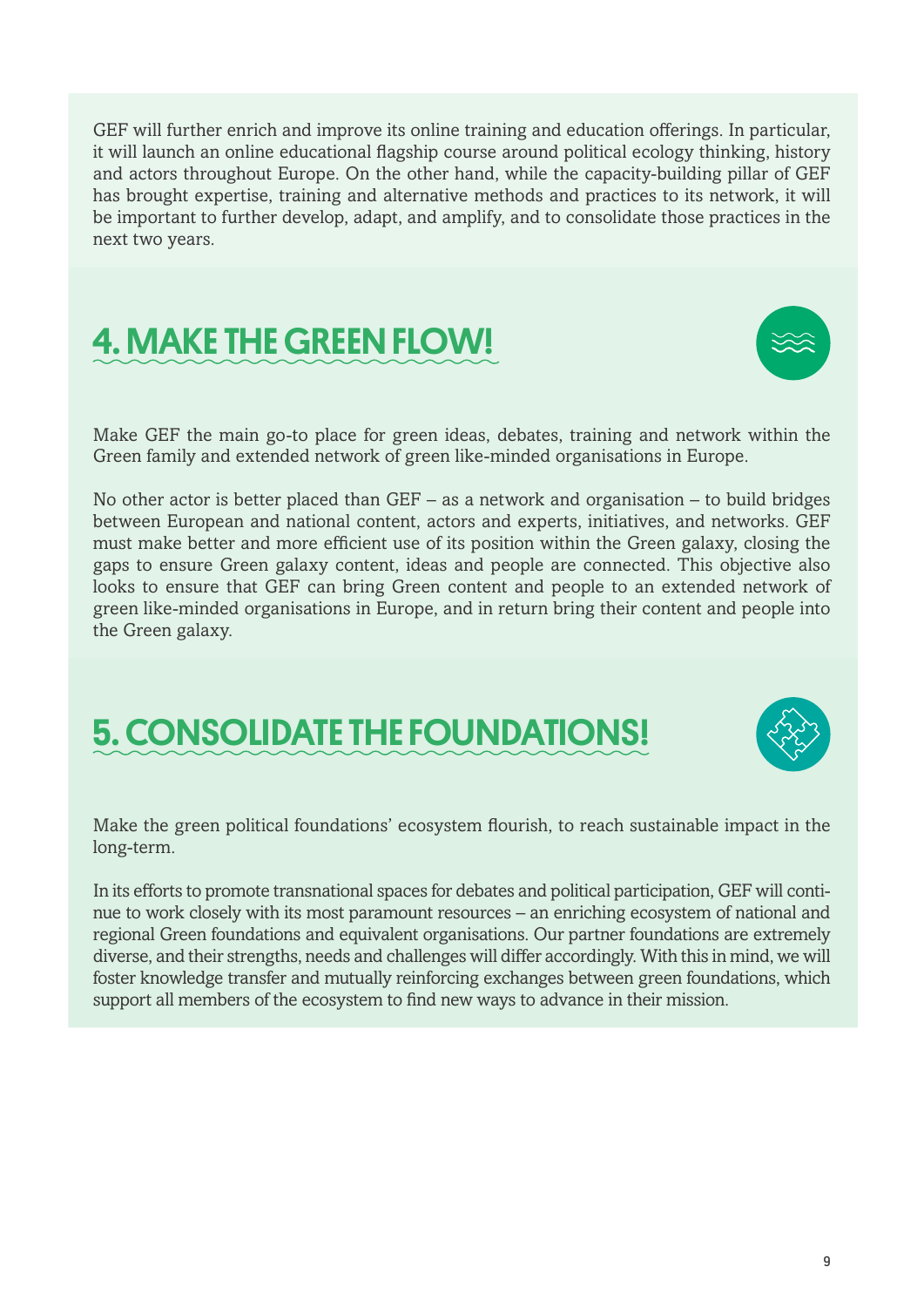GEF will further enrich and improve its online training and education offerings. In particular, it will launch an online educational flagship course around political ecology thinking, history and actors throughout Europe. On the other hand, while the capacity-building pillar of GEF has brought expertise, training and alternative methods and practices to its network, it will be important to further develop, adapt, and amplify, and to consolidate those practices in the next two years.

## 4. MAKE THE GREEN FLOW!

Make GEF the main go-to place for green ideas, debates, training and network within the Green family and extended network of green like-minded organisations in Europe.

No other actor is better placed than GEF – as a network and organisation – to build bridges between European and national content, actors and experts, initiatives, and networks. GEF must make better and more efficient use of its position within the Green galaxy, closing the gaps to ensure Green galaxy content, ideas and people are connected. This objective also looks to ensure that GEF can bring Green content and people to an extended network of green like-minded organisations in Europe, and in return bring their content and people into the Green galaxy.

## 5. CONSOLIDATE THE FOUNDATIONS!

Make the green political foundations' ecosystem flourish, to reach sustainable impact in the long-term.

In its efforts to promote transnational spaces for debates and political participation, GEF will continue to work closely with its most paramount resources – an enriching ecosystem of national and regional Green foundations and equivalent organisations. Our partner foundations are extremely diverse, and their strengths, needs and challenges will differ accordingly. With this in mind, we will foster knowledge transfer and mutually reinforcing exchanges between green foundations, which support all members of the ecosystem to find new ways to advance in their mission.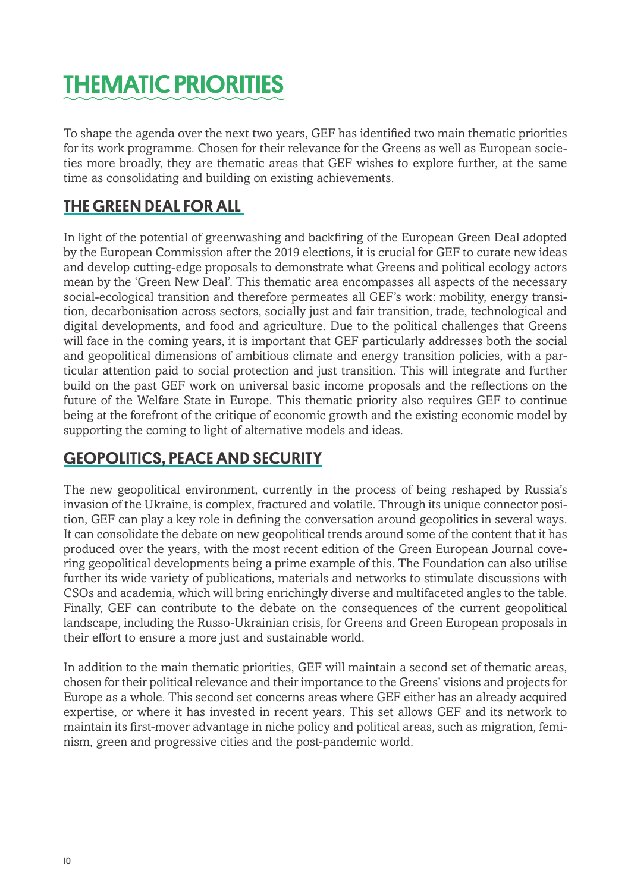# THEMATIC PRIORITIES

To shape the agenda over the next two years, GEF has identified two main thematic priorities for its work programme. Chosen for their relevance for the Greens as well as European societies more broadly, they are thematic areas that GEF wishes to explore further, at the same time as consolidating and building on existing achievements.

## THE GREEN DEAL FOR ALL

In light of the potential of greenwashing and backfiring of the European Green Deal adopted by the European Commission after the 2019 elections, it is crucial for GEF to curate new ideas and develop cutting-edge proposals to demonstrate what Greens and political ecology actors mean by the 'Green New Deal'. This thematic area encompasses all aspects of the necessary social-ecological transition and therefore permeates all GEF's work: mobility, energy transition, decarbonisation across sectors, socially just and fair transition, trade, technological and digital developments, and food and agriculture. Due to the political challenges that Greens will face in the coming years, it is important that GEF particularly addresses both the social and geopolitical dimensions of ambitious climate and energy transition policies, with a particular attention paid to social protection and just transition. This will integrate and further build on the past GEF work on universal basic income proposals and the reflections on the future of the Welfare State in Europe. This thematic priority also requires GEF to continue being at the forefront of the critique of economic growth and the existing economic model by supporting the coming to light of alternative models and ideas.

## GEOPOLITICS, PEACE AND SECURITY

The new geopolitical environment, currently in the process of being reshaped by Russia's invasion of the Ukraine, is complex, fractured and volatile. Through its unique connector position, GEF can play a key role in defining the conversation around geopolitics in several ways. It can consolidate the debate on new geopolitical trends around some of the content that it has produced over the years, with the most recent edition of the Green European Journal covering geopolitical developments being a prime example of this. The Foundation can also utilise further its wide variety of publications, materials and networks to stimulate discussions with CSOs and academia, which will bring enrichingly diverse and multifaceted angles to the table. Finally, GEF can contribute to the debate on the consequences of the current geopolitical landscape, including the Russo-Ukrainian crisis, for Greens and Green European proposals in their effort to ensure a more just and sustainable world.

In addition to the main thematic priorities, GEF will maintain a second set of thematic areas, chosen for their political relevance and their importance to the Greens' visions and projects for Europe as a whole. This second set concerns areas where GEF either has an already acquired expertise, or where it has invested in recent years. This set allows GEF and its network to maintain its first-mover advantage in niche policy and political areas, such as migration, feminism, green and progressive cities and the post-pandemic world.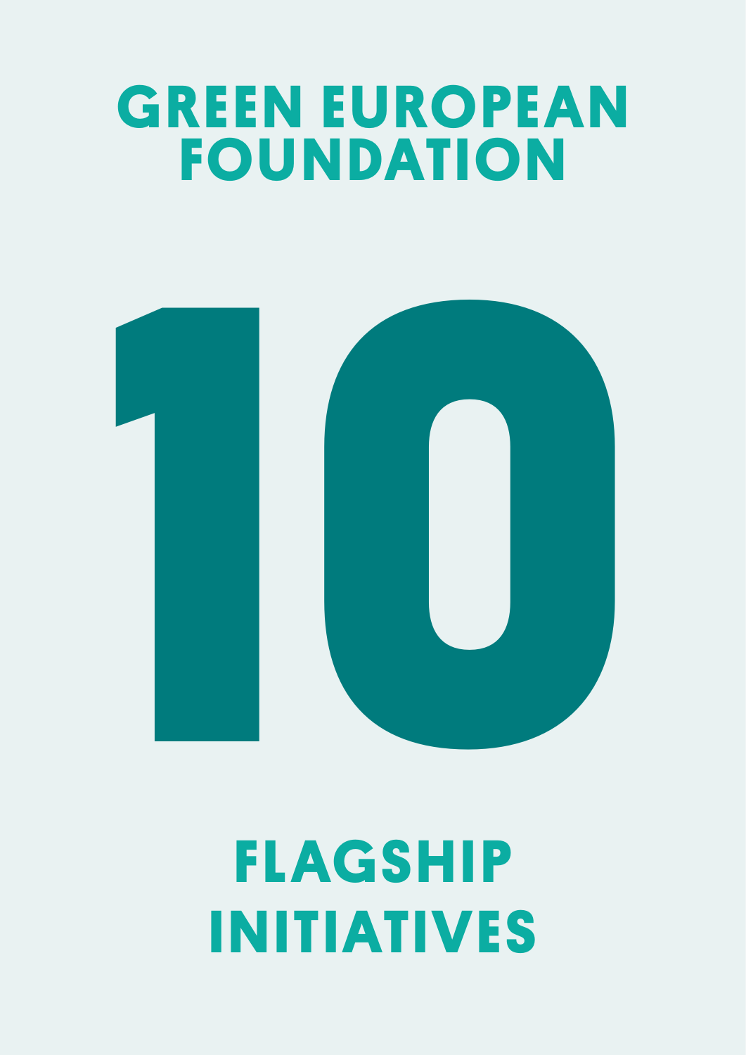# GREEN EUROPEAN FOUNDATION

# 10

## FLAGSHIP INITIATIVES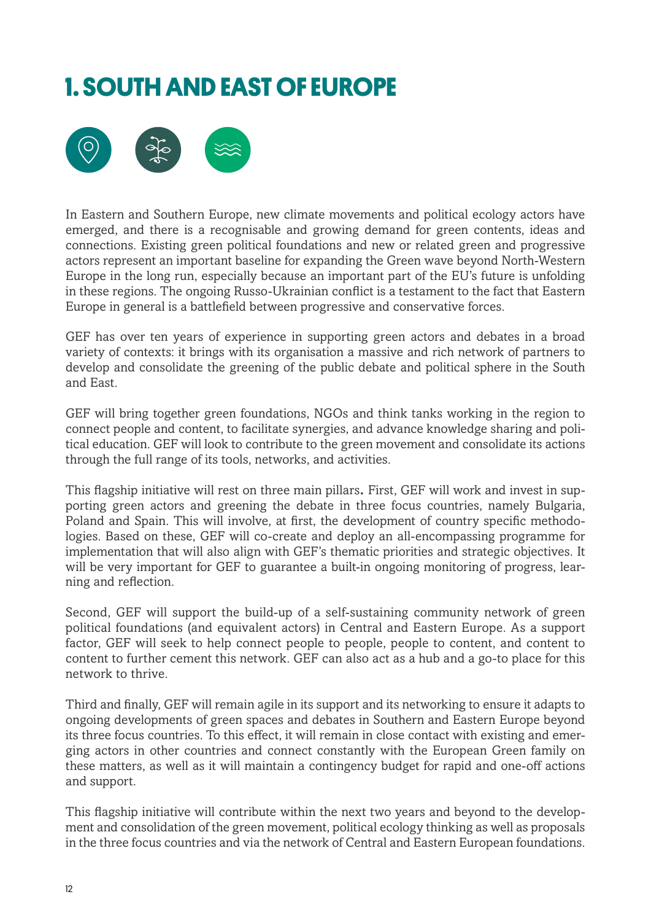# 1. SOUTH AND EAST OF EUROPE

In Eastern and Southern Europe, new climate movements and political ecology actors have emerged, and there is a recognisable and growing demand for green contents, ideas and connections. Existing green political foundations and new or related green and progressive actors represent an important baseline for expanding the Green wave beyond North-Western Europe in the long run, especially because an important part of the EU's future is unfolding in these regions. The ongoing Russo-Ukrainian conflict is a testament to the fact that Eastern Europe in general is a battlefield between progressive and conservative forces.

GEF has over ten years of experience in supporting green actors and debates in a broad variety of contexts: it brings with its organisation a massive and rich network of partners to develop and consolidate the greening of the public debate and political sphere in the South and East.

GEF will bring together green foundations, NGOs and think tanks working in the region to connect people and content, to facilitate synergies, and advance knowledge sharing and political education. GEF will look to contribute to the green movement and consolidate its actions through the full range of its tools, networks, and activities.

This flagship initiative will rest on three main pillars**.** First, GEF will work and invest in supporting green actors and greening the debate in three focus countries, namely Bulgaria, Poland and Spain. This will involve, at first, the development of country specific methodologies. Based on these, GEF will co-create and deploy an all-encompassing programme for implementation that will also align with GEF's thematic priorities and strategic objectives. It will be very important for GEF to guarantee a built-in ongoing monitoring of progress, learning and reflection.

Second, GEF will support the build-up of a self-sustaining community network of green political foundations (and equivalent actors) in Central and Eastern Europe. As a support factor, GEF will seek to help connect people to people, people to content, and content to content to further cement this network. GEF can also act as a hub and a go-to place for this network to thrive.

Third and finally, GEF will remain agile in its support and its networking to ensure it adapts to ongoing developments of green spaces and debates in Southern and Eastern Europe beyond its three focus countries. To this effect, it will remain in close contact with existing and emerging actors in other countries and connect constantly with the European Green family on these matters, as well as it will maintain a contingency budget for rapid and one-off actions and support.

This flagship initiative will contribute within the next two years and beyond to the development and consolidation of the green movement, political ecology thinking as well as proposals in the three focus countries and via the network of Central and Eastern European foundations.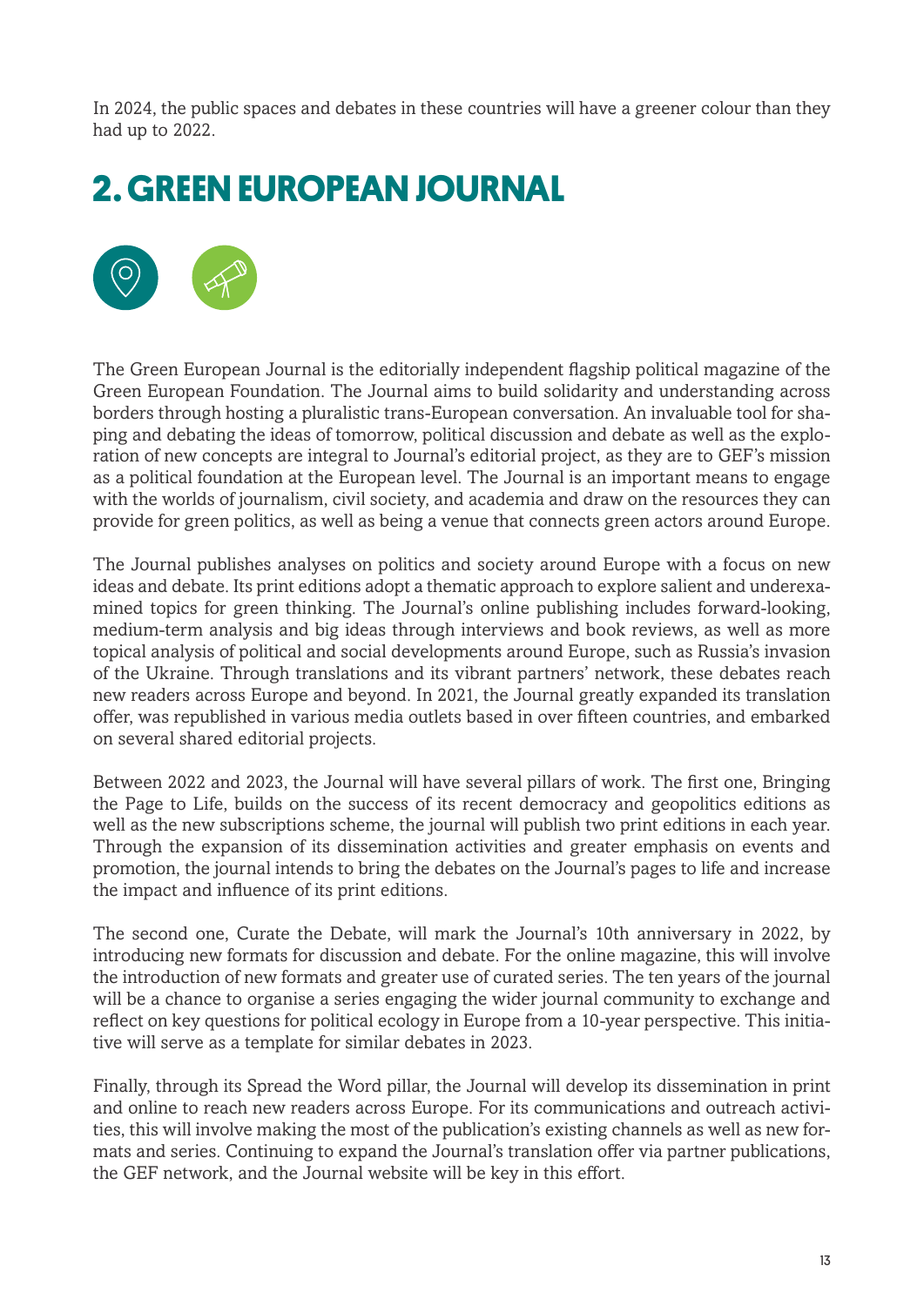In 2024, the public spaces and debates in these countries will have a greener colour than they had up to 2022.

# 2. GREEN EUROPEAN JOURNAL

The Green European Journal is the editorially independent flagship political magazine of the Green European Foundation. The Journal aims to build solidarity and understanding across borders through hosting a pluralistic trans-European conversation. An invaluable tool for shaping and debating the ideas of tomorrow, political discussion and debate as well as the exploration of new concepts are integral to Journal's editorial project, as they are to GEF's mission as a political foundation at the European level. The Journal is an important means to engage with the worlds of journalism, civil society, and academia and draw on the resources they can provide for green politics, as well as being a venue that connects green actors around Europe.

The Journal publishes analyses on politics and society around Europe with a focus on new ideas and debate. Its print editions adopt a thematic approach to explore salient and underexamined topics for green thinking. The Journal's online publishing includes forward-looking, medium-term analysis and big ideas through interviews and book reviews, as well as more topical analysis of political and social developments around Europe, such as Russia's invasion of the Ukraine. Through translations and its vibrant partners' network, these debates reach new readers across Europe and beyond. In 2021, the Journal greatly expanded its translation offer, was republished in various media outlets based in over fifteen countries, and embarked on several shared editorial projects.

Between 2022 and 2023, the Journal will have several pillars of work. The first one, Bringing the Page to Life, builds on the success of its recent democracy and geopolitics editions as well as the new subscriptions scheme, the journal will publish two print editions in each year. Through the expansion of its dissemination activities and greater emphasis on events and promotion, the journal intends to bring the debates on the Journal's pages to life and increase the impact and influence of its print editions.

The second one, Curate the Debate, will mark the Journal's 10th anniversary in 2022, by introducing new formats for discussion and debate. For the online magazine, this will involve the introduction of new formats and greater use of curated series. The ten years of the journal will be a chance to organise a series engaging the wider journal community to exchange and reflect on key questions for political ecology in Europe from a 10-year perspective. This initiative will serve as a template for similar debates in 2023.

Finally, through its Spread the Word pillar, the Journal will develop its dissemination in print and online to reach new readers across Europe. For its communications and outreach activities, this will involve making the most of the publication's existing channels as well as new formats and series. Continuing to expand the Journal's translation offer via partner publications, the GEF network, and the Journal website will be key in this effort.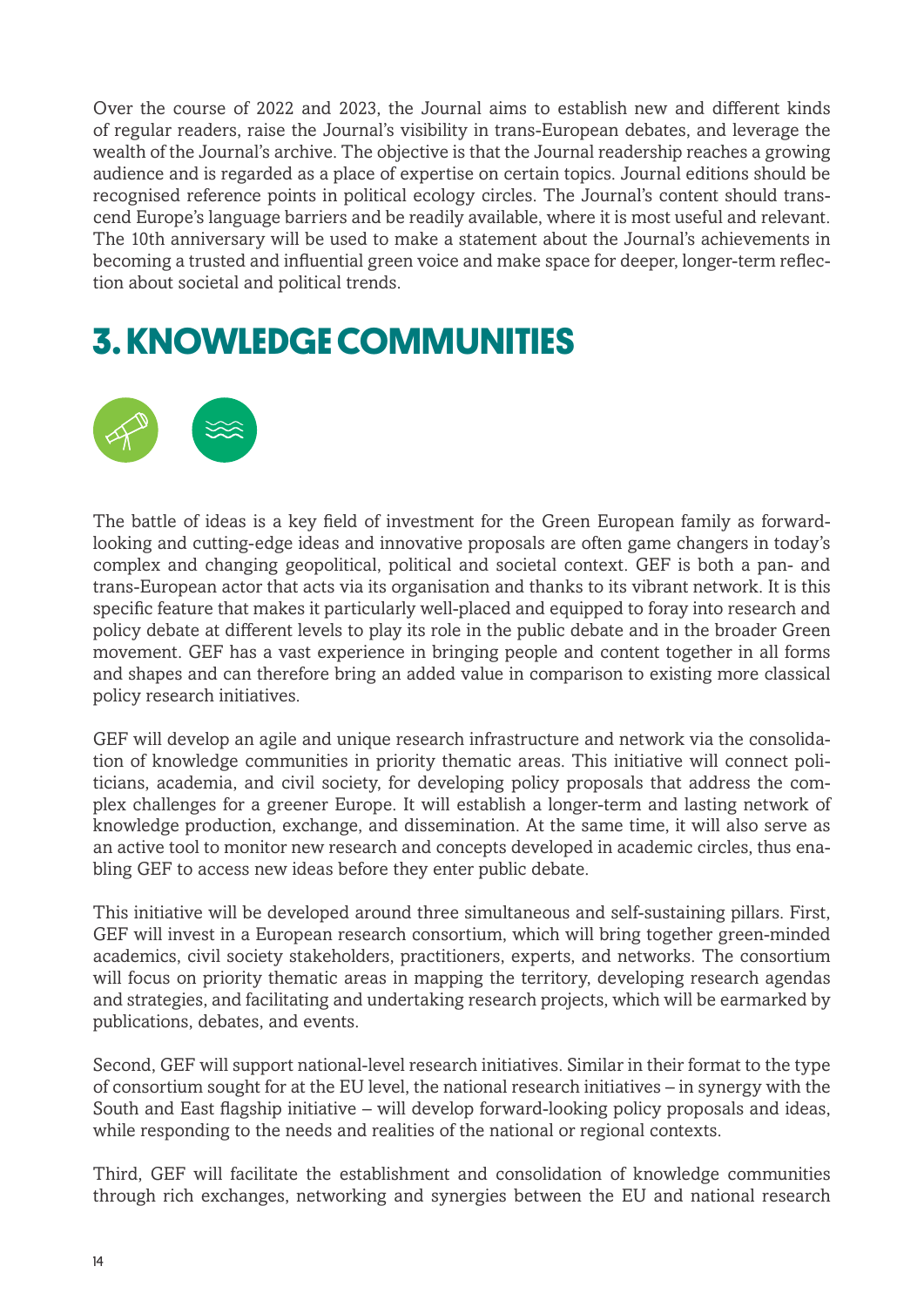Over the course of 2022 and 2023, the Journal aims to establish new and different kinds of regular readers, raise the Journal's visibility in trans-European debates, and leverage the wealth of the Journal's archive. The objective is that the Journal readership reaches a growing audience and is regarded as a place of expertise on certain topics. Journal editions should be recognised reference points in political ecology circles. The Journal's content should transcend Europe's language barriers and be readily available, where it is most useful and relevant. The 10th anniversary will be used to make a statement about the Journal's achievements in becoming a trusted and influential green voice and make space for deeper, longer-term reflection about societal and political trends.

# 3. KNOWLEDGE COMMUNITIES

The battle of ideas is a key field of investment for the Green European family as forward-looking and cutting-edge ideas and innovative proposals are often game changers in today's complex and changing geopolitical, political and societal context. GEF is both a pan- and trans-European actor that acts via its organisation and thanks to its vibrant network. It is this specific feature that makes it particularly well-placed and equipped to foray into research and policy debate at different levels to play its role in the public debate and in the broader Green movement. GEF has a vast experience in bringing people and content together in all forms and shapes and can therefore bring an added value in comparison to existing more classical policy research initiatives.

GEF will develop an agile and unique research infrastructure and network via the consolidation of knowledge communities in priority thematic areas. This initiative will connect politicians, academia, and civil society, for developing policy proposals that address the complex challenges for a greener Europe. It will establish a longer-term and lasting network of knowledge production, exchange, and dissemination. At the same time, it will also serve as an active tool to monitor new research and concepts developed in academic circles, thus enabling GEF to access new ideas before they enter public debate.

This initiative will be developed around three simultaneous and self-sustaining pillars. First, GEF will invest in a European research consortium, which will bring together green-minded academics, civil society stakeholders, practitioners, experts, and networks. The consortium will focus on priority thematic areas in mapping the territory, developing research agendas and strategies, and facilitating and undertaking research projects, which will be earmarked by publications, debates, and events.

Second, GEF will support national-level research initiatives. Similar in their format to the type of consortium sought for at the EU level, the national research initiatives – in synergy with the South and East flagship initiative – will develop forward-looking policy proposals and ideas, while responding to the needs and realities of the national or regional contexts.

Third, GEF will facilitate the establishment and consolidation of knowledge communities through rich exchanges, networking and synergies between the EU and national research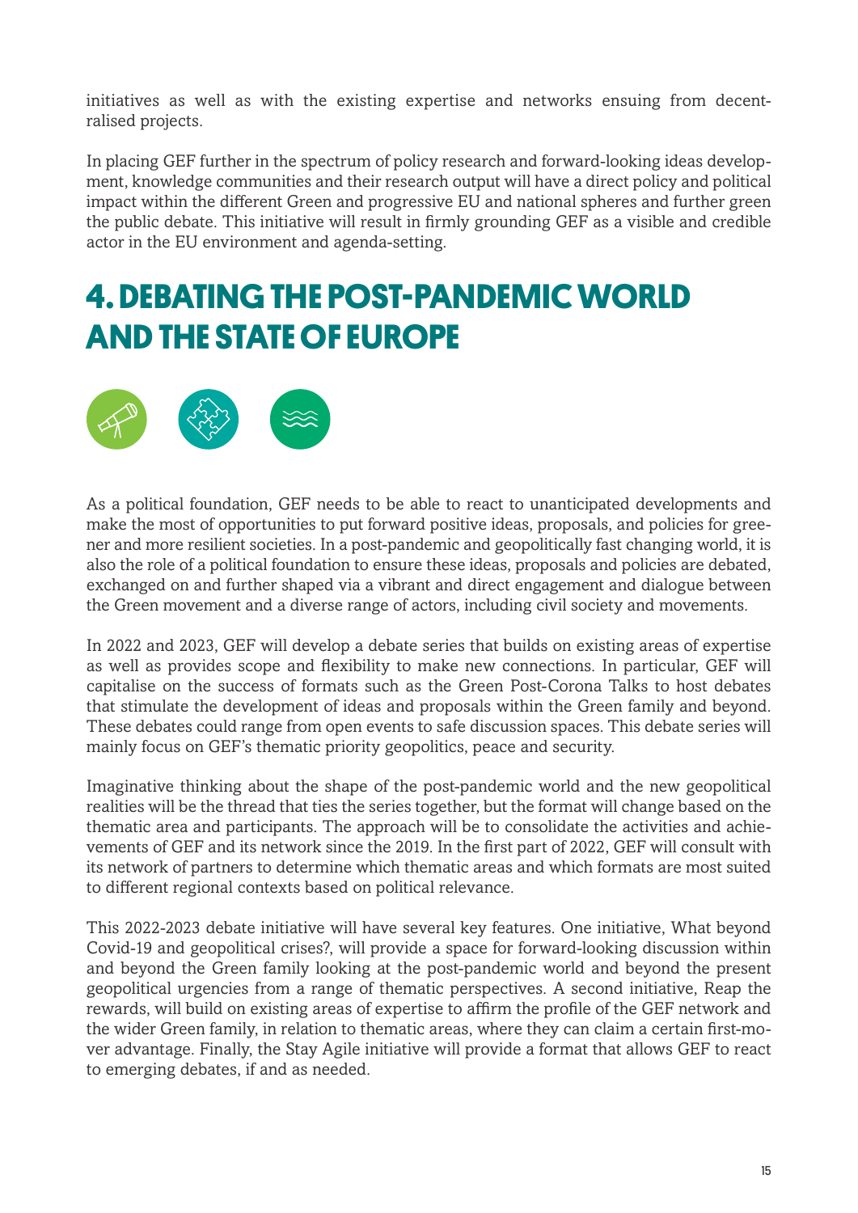initiatives as well as with the existing expertise and networks ensuing from decentralised projects.

In placing GEF further in the spectrum of policy research and forward-looking ideas development, knowledge communities and their research output will have a direct policy and political impact within the different Green and progressive EU and national spheres and further green the public debate. This initiative will result in firmly grounding GEF as a visible and credible actor in the EU environment and agenda-setting.

# 4. DEBATING THE POST-PANDEMIC WORLD AND THE STATE OF EUROPE

As a political foundation, GEF needs to be able to react to unanticipated developments and make the most of opportunities to put forward positive ideas, proposals, and policies for greener and more resilient societies. In a post-pandemic and geopolitically fast changing world, it is also the role of a political foundation to ensure these ideas, proposals and policies are debated, exchanged on and further shaped via a vibrant and direct engagement and dialogue between the Green movement and a diverse range of actors, including civil society and movements.

In 2022 and 2023, GEF will develop a debate series that builds on existing areas of expertise as well as provides scope and flexibility to make new connections. In particular, GEF will capitalise on the success of formats such as the Green Post-Corona Talks to host debates that stimulate the development of ideas and proposals within the Green family and beyond. These debates could range from open events to safe discussion spaces. This debate series will mainly focus on GEF's thematic priority geopolitics, peace and security.

Imaginative thinking about the shape of the post-pandemic world and the new geopolitical realities will be the thread that ties the series together, but the format will change based on the thematic area and participants. The approach will be to consolidate the activities and achievements of GEF and its network since the 2019. In the first part of 2022, GEF will consult with its network of partners to determine which thematic areas and which formats are most suited to different regional contexts based on political relevance.

This 2022-2023 debate initiative will have several key features. One initiative, What beyond Covid-19 and geopolitical crises?, will provide a space for forward-looking discussion within and beyond the Green family looking at the post-pandemic world and beyond the present geopolitical urgencies from a range of thematic perspectives. A second initiative, Reap the rewards, will build on existing areas of expertise to affirm the profile of the GEF network and the wider Green family, in relation to thematic areas, where they can claim a certain first-mover advantage. Finally, the Stay Agile initiative will provide a format that allows GEF to react to emerging debates, if and as needed.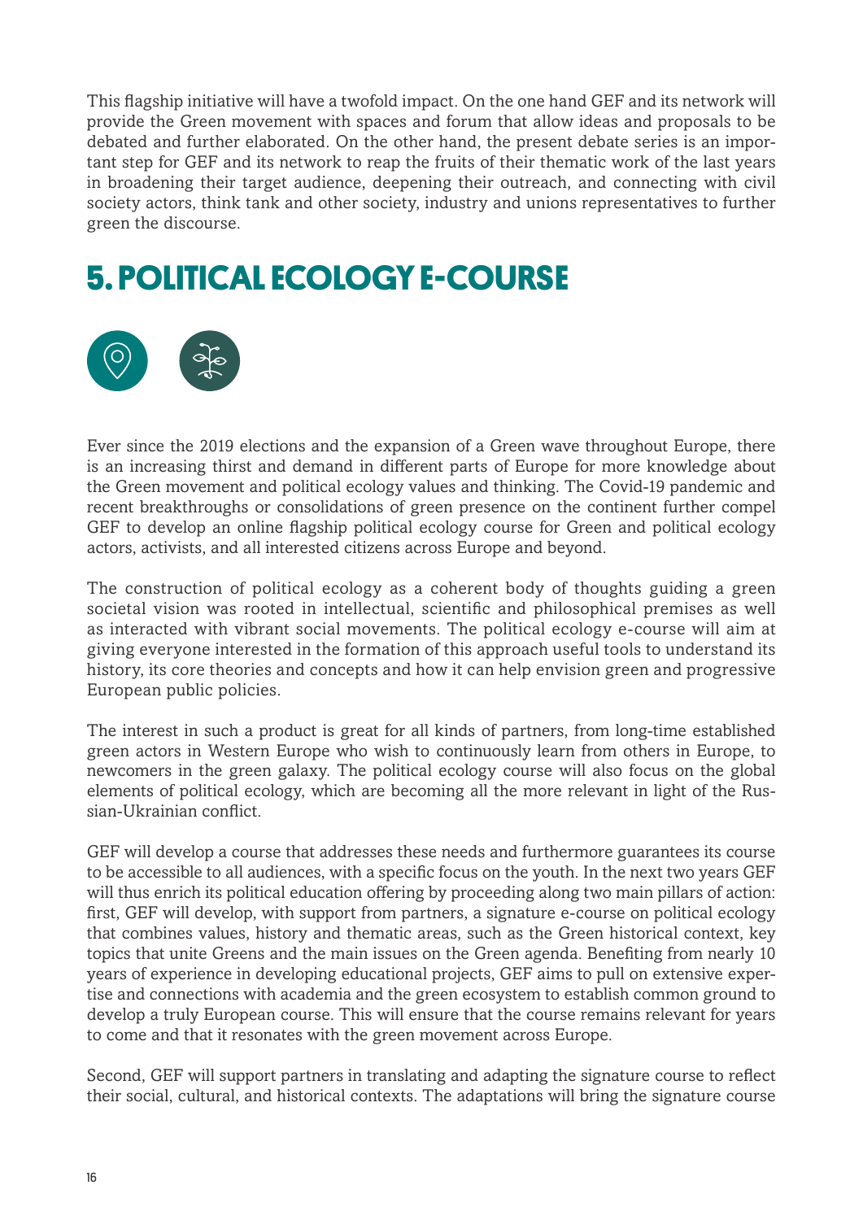This flagship initiative will have a twofold impact. On the one hand GEF and its network will provide the Green movement with spaces and forum that allow ideas and proposals to be debated and further elaborated. On the other hand, the present debate series is an important step for GEF and its network to reap the fruits of their thematic work of the last years in broadening their target audience, deepening their outreach, and connecting with civil society actors, think tank and other society, industry and unions representatives to further green the discourse.

## 5. POLITICAL ECOLOGY E-COURSE

Ever since the 2019 elections and the expansion of a Green wave throughout Europe, there is an increasing thirst and demand in different parts of Europe for more knowledge about the Green movement and political ecology values and thinking. The Covid-19 pandemic and recent breakthroughs or consolidations of green presence on the continent further compel GEF to develop an online flagship political ecology course for Green and political ecology actors, activists, and all interested citizens across Europe and beyond.

The construction of political ecology as a coherent body of thoughts guiding a green societal vision was rooted in intellectual, scientific and philosophical premises as well as interacted with vibrant social movements. The political ecology e-course will aim at giving everyone interested in the formation of this approach useful tools to understand its history, its core theories and concepts and how it can help envision green and progressive European public policies.

The interest in such a product is great for all kinds of partners, from long-time established green actors in Western Europe who wish to continuously learn from others in Europe, to newcomers in the green galaxy. The political ecology course will also focus on the global elements of political ecology, which are becoming all the more relevant in light of the Russian-Ukrainian conflict.

GEF will develop a course that addresses these needs and furthermore guarantees its course to be accessible to all audiences, with a specific focus on the youth. In the next two years GEF will thus enrich its political education offering by proceeding along two main pillars of action: first, GEF will develop, with support from partners, a signature e-course on political ecology that combines values, history and thematic areas, such as the Green historical context, key topics that unite Greens and the main issues on the Green agenda. Benefiting from nearly 10 years of experience in developing educational projects, GEF aims to pull on extensive expertise and connections with academia and the green ecosystem to establish common ground to develop a truly European course. This will ensure that the course remains relevant for years to come and that it resonates with the green movement across Europe.

Second, GEF will support partners in translating and adapting the signature course to reflect their social, cultural, and historical contexts. The adaptations will bring the signature course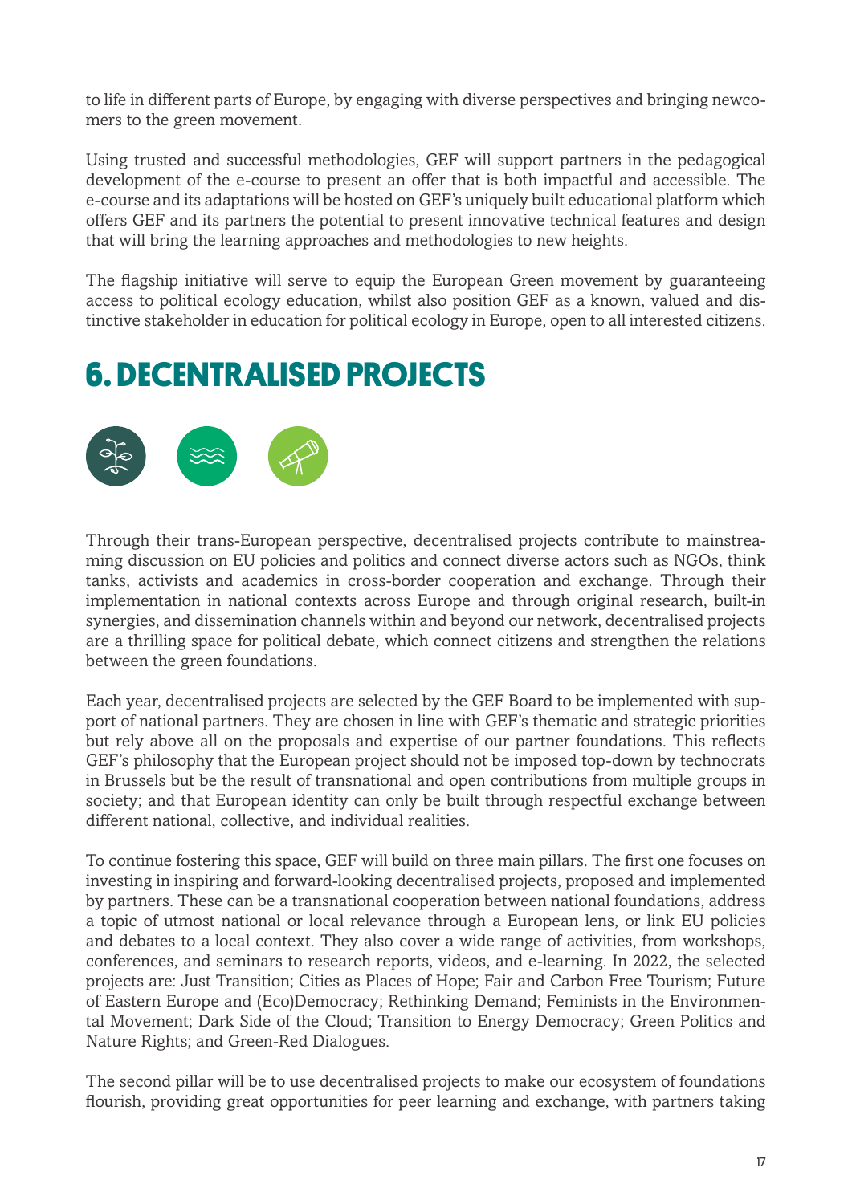to life in different parts of Europe, by engaging with diverse perspectives and bringing newcomers to the green movement.

Using trusted and successful methodologies, GEF will support partners in the pedagogical development of the e-course to present an offer that is both impactful and accessible. The e-course and its adaptations will be hosted on GEF's uniquely built educational platform which offers GEF and its partners the potential to present innovative technical features and design that will bring the learning approaches and methodologies to new heights.

The flagship initiative will serve to equip the European Green movement by guaranteeing access to political ecology education, whilst also position GEF as a known, valued and distinctive stakeholder in education for political ecology in Europe, open to all interested citizens.

# 6. DECENTRALISED PROJECTS

Through their trans-European perspective, decentralised projects contribute to mainstreaming discussion on EU policies and politics and connect diverse actors such as NGOs, think tanks, activists and academics in cross-border cooperation and exchange. Through their implementation in national contexts across Europe and through original research, built-in synergies, and dissemination channels within and beyond our network, decentralised projects are a thrilling space for political debate, which connect citizens and strengthen the relations between the green foundations.

Each year, decentralised projects are selected by the GEF Board to be implemented with support of national partners. They are chosen in line with GEF's thematic and strategic priorities but rely above all on the proposals and expertise of our partner foundations. This reflects GEF's philosophy that the European project should not be imposed top-down by technocrats in Brussels but be the result of transnational and open contributions from multiple groups in society; and that European identity can only be built through respectful exchange between different national, collective, and individual realities.

To continue fostering this space, GEF will build on three main pillars. The first one focuses on investing in inspiring and forward-looking decentralised projects, proposed and implemented by partners. These can be a transnational cooperation between national foundations, address a topic of utmost national or local relevance through a European lens, or link EU policies and debates to a local context. They also cover a wide range of activities, from workshops, conferences, and seminars to research reports, videos, and e-learning. In 2022, the selected projects are: Just Transition; Cities as Places of Hope; Fair and Carbon Free Tourism; Future of Eastern Europe and (Eco)Democracy; Rethinking Demand; Feminists in the Environmental Movement; Dark Side of the Cloud; Transition to Energy Democracy; Green Politics and Nature Rights; and Green-Red Dialogues.

The second pillar will be to use decentralised projects to make our ecosystem of foundations flourish, providing great opportunities for peer learning and exchange, with partners taking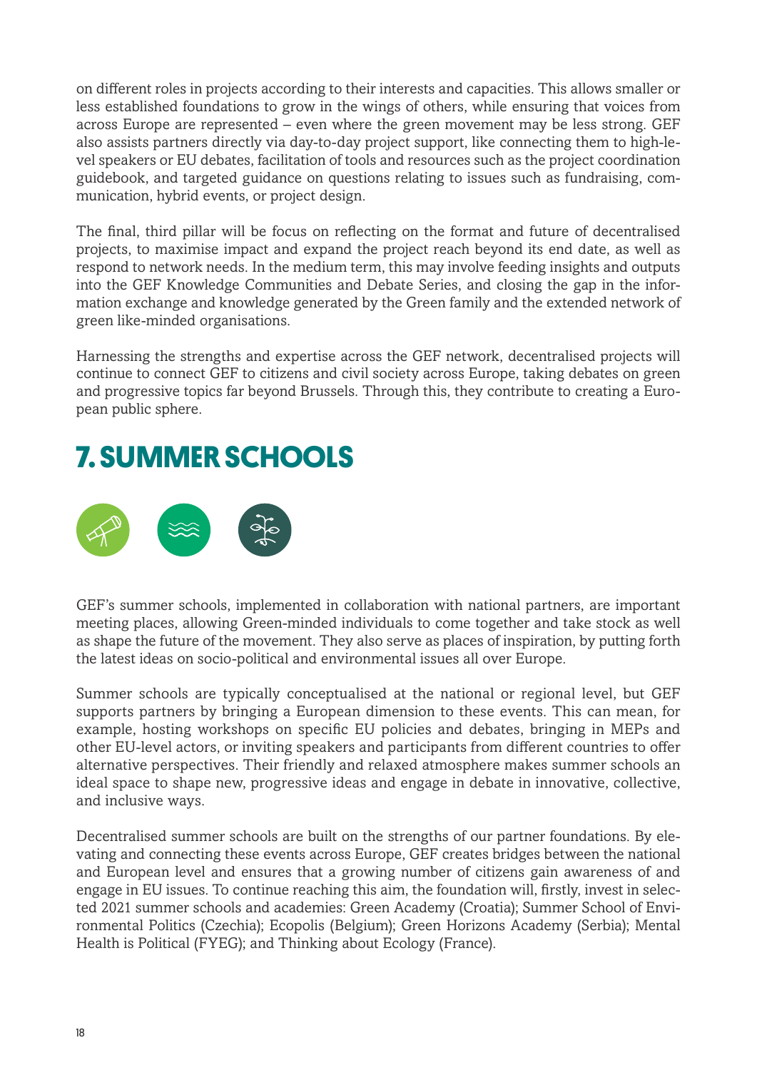on different roles in projects according to their interests and capacities. This allows smaller or less established foundations to grow in the wings of others, while ensuring that voices from across Europe are represented – even where the green movement may be less strong. GEF also assists partners directly via day-to-day project support, like connecting them to high-level speakers or EU debates, facilitation of tools and resources such as the project coordination guidebook, and targeted guidance on questions relating to issues such as fundraising, communication, hybrid events, or project design.

The final, third pillar will be focus on reflecting on the format and future of decentralised projects, to maximise impact and expand the project reach beyond its end date, as well as respond to network needs. In the medium term, this may involve feeding insights and outputs into the GEF Knowledge Communities and Debate Series, and closing the gap in the information exchange and knowledge generated by the Green family and the extended network of green like-minded organisations.

Harnessing the strengths and expertise across the GEF network, decentralised projects will continue to connect GEF to citizens and civil society across Europe, taking debates on green and progressive topics far beyond Brussels. Through this, they contribute to creating a European public sphere.

# 7. SUMMER SCHOOLS

GEF's summer schools, implemented in collaboration with national partners, are important meeting places, allowing Green-minded individuals to come together and take stock as well as shape the future of the movement. They also serve as places of inspiration, by putting forth the latest ideas on socio-political and environmental issues all over Europe.

Summer schools are typically conceptualised at the national or regional level, but GEF supports partners by bringing a European dimension to these events. This can mean, for example, hosting workshops on specific EU policies and debates, bringing in MEPs and other EU-level actors, or inviting speakers and participants from different countries to offer alternative perspectives. Their friendly and relaxed atmosphere makes summer schools an ideal space to shape new, progressive ideas and engage in debate in innovative, collective, and inclusive ways.

Decentralised summer schools are built on the strengths of our partner foundations. By elevating and connecting these events across Europe, GEF creates bridges between the national and European level and ensures that a growing number of citizens gain awareness of and engage in EU issues. To continue reaching this aim, the foundation will, firstly, invest in selected 2021 summer schools and academies: Green Academy (Croatia); Summer School of Environmental Politics (Czechia); Ecopolis (Belgium); Green Horizons Academy (Serbia); Mental Health is Political (FYEG); and Thinking about Ecology (France).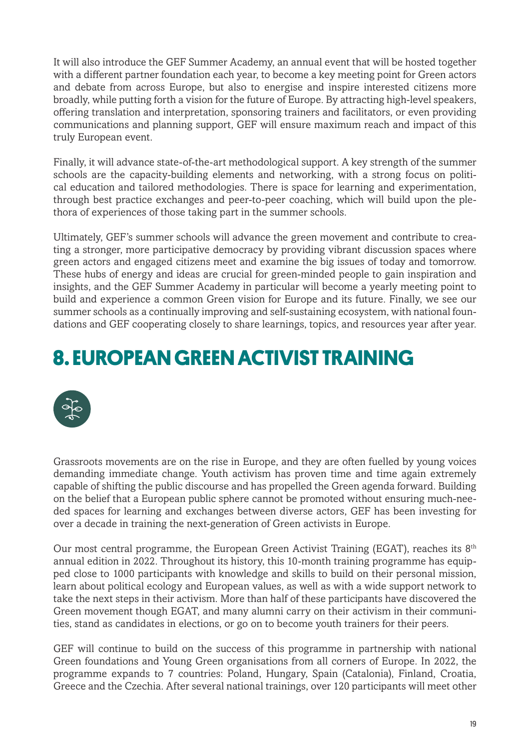It will also introduce the GEF Summer Academy, an annual event that will be hosted together with a different partner foundation each year, to become a key meeting point for Green actors and debate from across Europe, but also to energise and inspire interested citizens more broadly, while putting forth a vision for the future of Europe. By attracting high-level speakers, offering translation and interpretation, sponsoring trainers and facilitators, or even providing communications and planning support, GEF will ensure maximum reach and impact of this truly European event.

Finally, it will advance state-of-the-art methodological support. A key strength of the summer schools are the capacity-building elements and networking, with a strong focus on political education and tailored methodologies. There is space for learning and experimentation, through best practice exchanges and peer-to-peer coaching, which will build upon the plethora of experiences of those taking part in the summer schools.

Ultimately, GEF's summer schools will advance the green movement and contribute to creating a stronger, more participative democracy by providing vibrant discussion spaces where green actors and engaged citizens meet and examine the big issues of today and tomorrow. These hubs of energy and ideas are crucial for green-minded people to gain inspiration and insights, and the GEF Summer Academy in particular will become a yearly meeting point to build and experience a common Green vision for Europe and its future. Finally, we see our summer schools as a continually improving and self-sustaining ecosystem, with national foundations and GEF cooperating closely to share learnings, topics, and resources year after year.

# 8. EUROPEAN GREEN ACTIVIST TRAINING

Grassroots movements are on the rise in Europe, and they are often fuelled by young voices demanding immediate change. Youth activism has proven time and time again extremely capable of shifting the public discourse and has propelled the Green agenda forward. Building on the belief that a European public sphere cannot be promoted without ensuring much-needed spaces for learning and exchanges between diverse actors, GEF has been investing for over a decade in training the next-generation of Green activists in Europe.

Our most central programme, the European Green Activist Training (EGAT), reaches its 8th annual edition in 2022. Throughout its history, this 10-month training programme has equipped close to 1000 participants with knowledge and skills to build on their personal mission, learn about political ecology and European values, as well as with a wide support network to take the next steps in their activism. More than half of these participants have discovered the Green movement though EGAT, and many alumni carry on their activism in their communities, stand as candidates in elections, or go on to become youth trainers for their peers.

GEF will continue to build on the success of this programme in partnership with national Green foundations and Young Green organisations from all corners of Europe. In 2022, the programme expands to 7 countries: Poland, Hungary, Spain (Catalonia), Finland, Croatia, Greece and the Czechia. After several national trainings, over 120 participants will meet other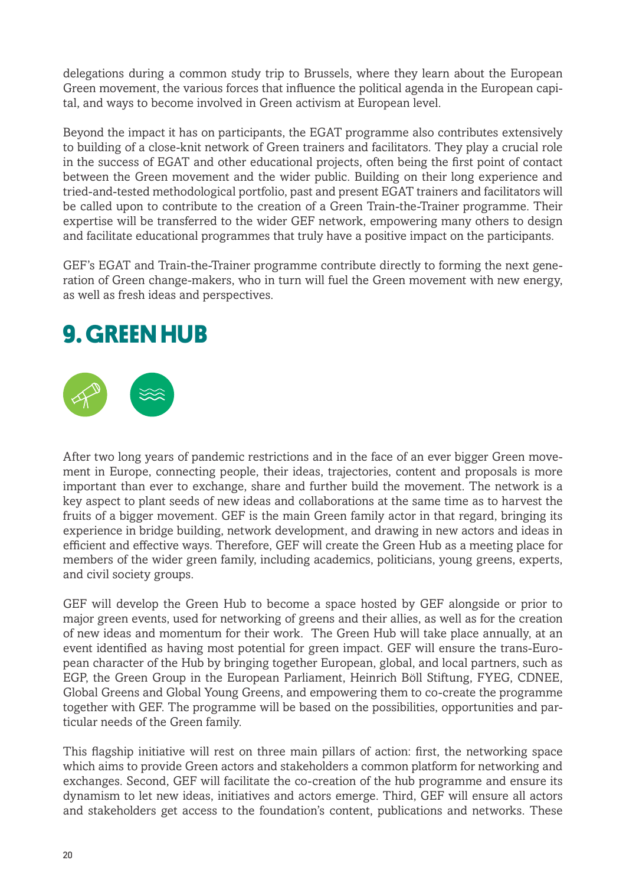delegations during a common study trip to Brussels, where they learn about the European Green movement, the various forces that influence the political agenda in the European capital, and ways to become involved in Green activism at European level.

Beyond the impact it has on participants, the EGAT programme also contributes extensively to building of a close-knit network of Green trainers and facilitators. They play a crucial role in the success of EGAT and other educational projects, often being the first point of contact between the Green movement and the wider public. Building on their long experience and tried-and-tested methodological portfolio, past and present EGAT trainers and facilitators will be called upon to contribute to the creation of a Green Train-the-Trainer programme. Their expertise will be transferred to the wider GEF network, empowering many others to design and facilitate educational programmes that truly have a positive impact on the participants.

GEF's EGAT and Train-the-Trainer programme contribute directly to forming the next generation of Green change-makers, who in turn will fuel the Green movement with new energy, as well as fresh ideas and perspectives.

# 9. GREEN HUB

After two long years of pandemic restrictions and in the face of an ever bigger Green movement in Europe, connecting people, their ideas, trajectories, content and proposals is more important than ever to exchange, share and further build the movement. The network is a key aspect to plant seeds of new ideas and collaborations at the same time as to harvest the fruits of a bigger movement. GEF is the main Green family actor in that regard, bringing its experience in bridge building, network development, and drawing in new actors and ideas in efficient and effective ways. Therefore, GEF will create the Green Hub as a meeting place for members of the wider green family, including academics, politicians, young greens, experts, and civil society groups.

GEF will develop the Green Hub to become a space hosted by GEF alongside or prior to major green events, used for networking of greens and their allies, as well as for the creation of new ideas and momentum for their work. The Green Hub will take place annually, at an event identified as having most potential for green impact. GEF will ensure the trans-European character of the Hub by bringing together European, global, and local partners, such as EGP, the Green Group in the European Parliament, Heinrich Böll Stiftung, FYEG, CDNEE, Global Greens and Global Young Greens, and empowering them to co-create the programme together with GEF. The programme will be based on the possibilities, opportunities and particular needs of the Green family.

This flagship initiative will rest on three main pillars of action: first, the networking space which aims to provide Green actors and stakeholders a common platform for networking and exchanges. Second, GEF will facilitate the co-creation of the hub programme and ensure its dynamism to let new ideas, initiatives and actors emerge. Third, GEF will ensure all actors and stakeholders get access to the foundation's content, publications and networks. These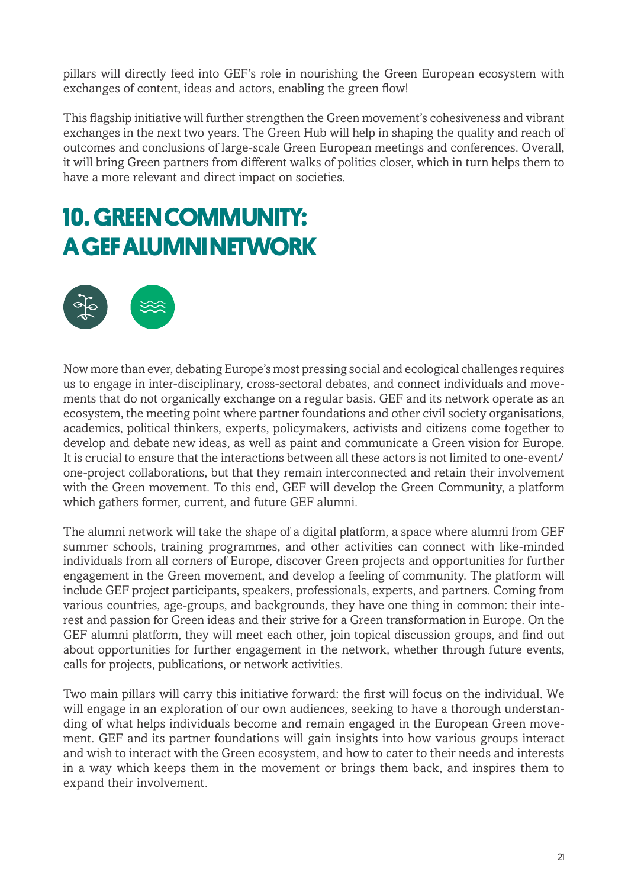pillars will directly feed into GEF's role in nourishing the Green European ecosystem with exchanges of content, ideas and actors, enabling the green flow!

This flagship initiative will further strengthen the Green movement's cohesiveness and vibrant exchanges in the next two years. The Green Hub will help in shaping the quality and reach of outcomes and conclusions of large-scale Green European meetings and conferences. Overall, it will bring Green partners from different walks of politics closer, which in turn helps them to have a more relevant and direct impact on societies.

# 10. GREEN COMMUNITY: A GEF ALUMNI NETWORK

Now more than ever, debating Europe's most pressing social and ecological challenges requires us to engage in inter-disciplinary, cross-sectoral debates, and connect individuals and movements that do not organically exchange on a regular basis. GEF and its network operate as an ecosystem, the meeting point where partner foundations and other civil society organisations, academics, political thinkers, experts, policymakers, activists and citizens come together to develop and debate new ideas, as well as paint and communicate a Green vision for Europe. It is crucial to ensure that the interactions between all these actors is not limited to one-event/one-project collaborations, but that they remain interconnected and retain their involvement with the Green movement. To this end, GEF will develop the Green Community, a platform which gathers former, current, and future GEF alumni.

The alumni network will take the shape of a digital platform, a space where alumni from GEF summer schools, training programmes, and other activities can connect with like-minded individuals from all corners of Europe, discover Green projects and opportunities for further engagement in the Green movement, and develop a feeling of community. The platform will include GEF project participants, speakers, professionals, experts, and partners. Coming from various countries, age-groups, and backgrounds, they have one thing in common: their interest and passion for Green ideas and their strive for a Green transformation in Europe. On the GEF alumni platform, they will meet each other, join topical discussion groups, and find out about opportunities for further engagement in the network, whether through future events, calls for projects, publications, or network activities.

Two main pillars will carry this initiative forward: the first will focus on the individual. We will engage in an exploration of our own audiences, seeking to have a thorough understanding of what helps individuals become and remain engaged in the European Green movement. GEF and its partner foundations will gain insights into how various groups interact and wish to interact with the Green ecosystem, and how to cater to their needs and interests in a way which keeps them in the movement or brings them back, and inspires them to expand their involvement.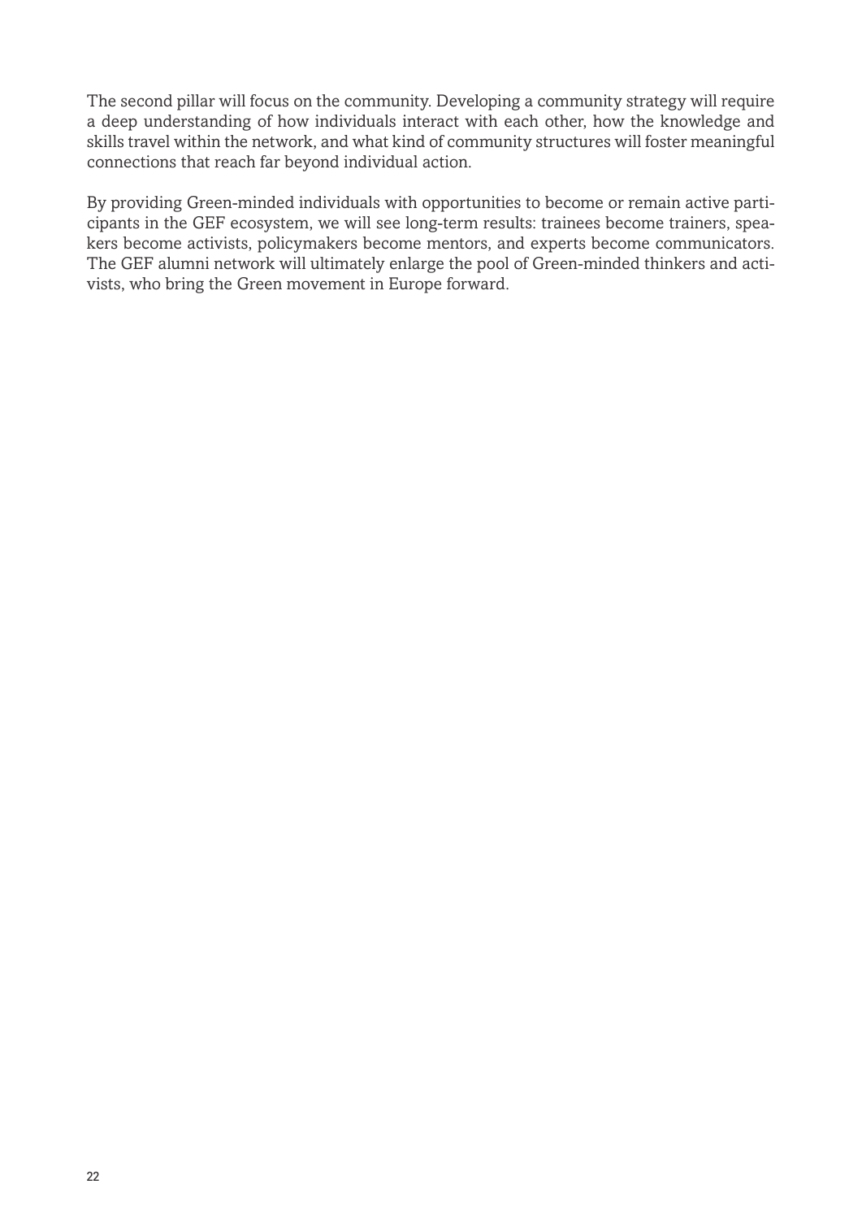The second pillar will focus on the community. Developing a community strategy will require a deep understanding of how individuals interact with each other, how the knowledge and skills travel within the network, and what kind of community structures will foster meaningful connections that reach far beyond individual action.

By providing Green-minded individuals with opportunities to become or remain active participants in the GEF ecosystem, we will see long-term results: trainees become trainers, speakers become activists, policymakers become mentors, and experts become communicators. The GEF alumni network will ultimately enlarge the pool of Green-minded thinkers and activists, who bring the Green movement in Europe forward.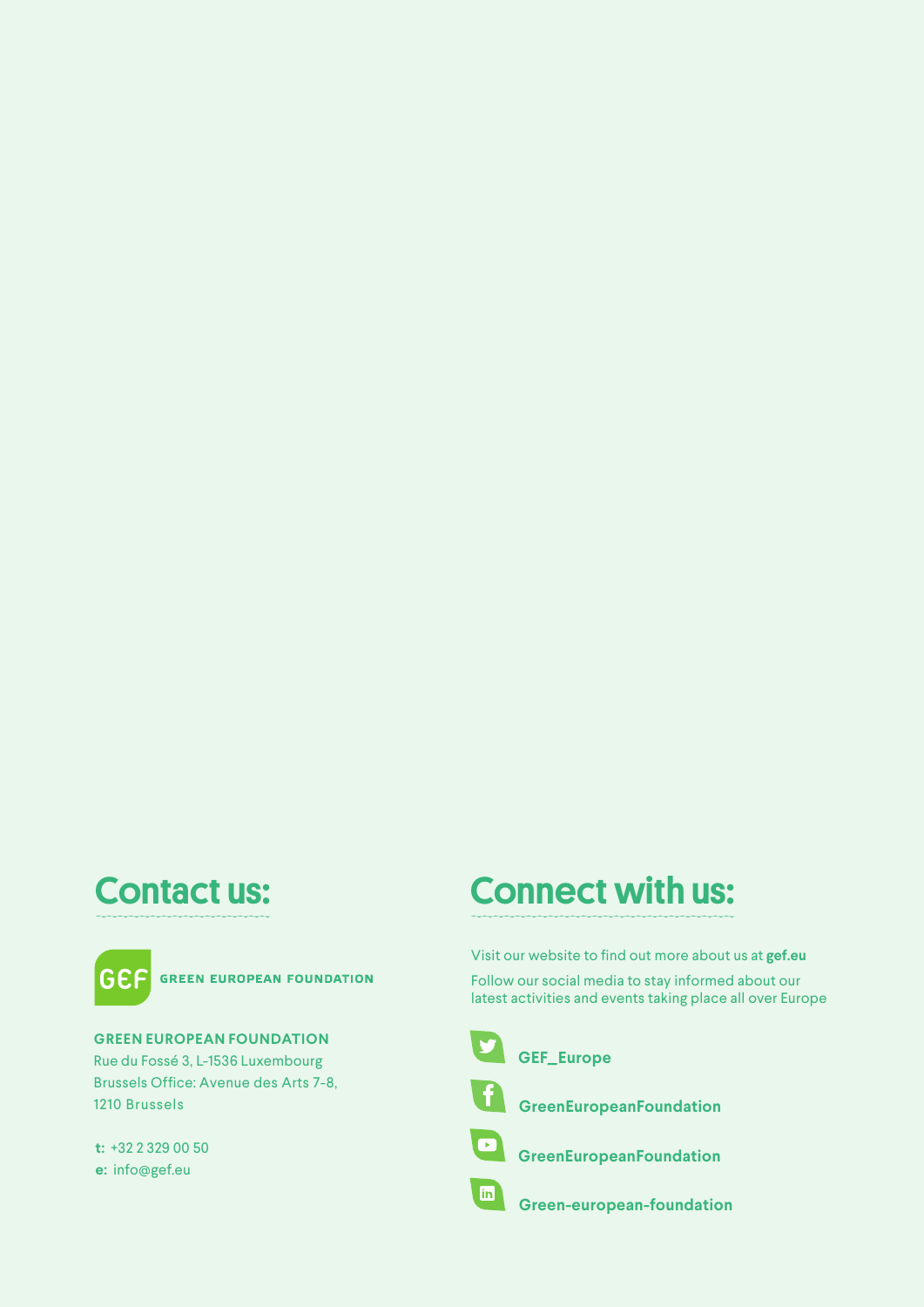## Contact us:

GEF GREEN EUROPEAN FOUNDATION

**GREEN EUROPEAN FOUNDATION**
Rue du Fossé 3, L-1536 Luxembourg
Brussels Office: Avenue des Arts 7-8,
1210 Brussels

**t:** +32 2 329 00 50
**e:** info@gef.eu

## Connect with us:

Visit our website to find out more about us at **gef.eu**

Follow our social media to stay informed about our latest activities and events taking place all over Europe

**GEF_Europe**

**GreenEuropeanFoundation**

**GreenEuropeanFoundation**

**Green-european-foundation**